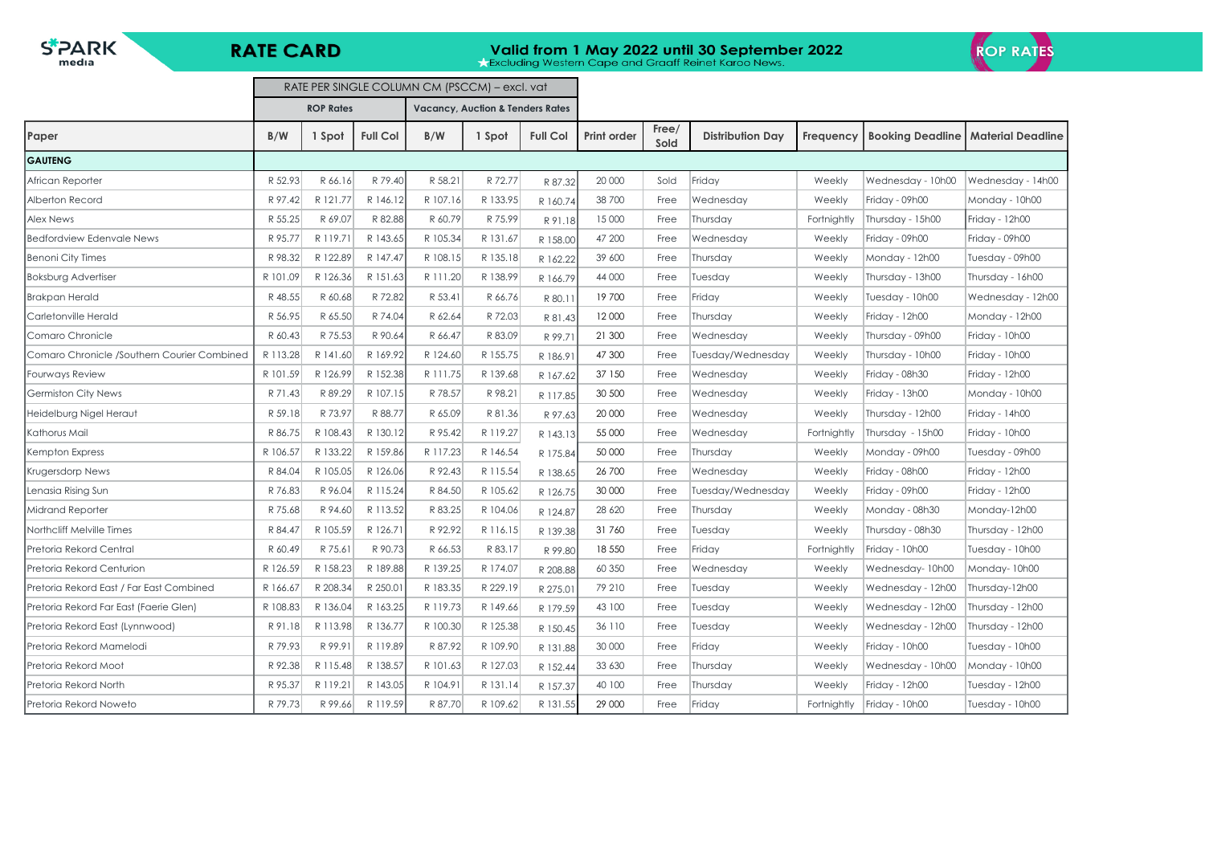S*PARK media

# RATE CARD

**Valid from 1 May 2022 until 30 September 2022**
★Excluding Western Cape and Graaff Reinet Karoo News.

ROP RATES

| Paper | RATE PER SINGLE COLUMN CM (PSCCM) – excl. vat | | | | | | Print order | Free/ Sold | Distribution Day | Frequency | Booking Deadline | Material Deadline |
|---|---|---|---|---|---|---|---|---|---|---|---|---|
| | ROP Rates | | | Vacancy, Auction & Tenders Rates | | | | | | | | |
| | B/W | 1 Spot | Full Col | B/W | 1 Spot | Full Col | | | | | | |
| **GAUTENG** | | | | | | | | | | | | |
| African Reporter | R 52.93 | R 66.16 | R 79.40 | R 58.21 | R 72.77 | R 87.32 | 20 000 | Sold | Friday | Weekly | Wednesday - 10h00 | Wednesday - 14h00 |
| Alberton Record | R 97.42 | R 121.77 | R 146.12 | R 107.16 | R 133.95 | R 160.74 | 38 700 | Free | Wednesday | Weekly | Friday - 09h00 | Monday - 10h00 |
| Alex News | R 55.25 | R 69.07 | R 82.88 | R 60.79 | R 75.99 | R 91.18 | 15 000 | Free | Thursday | Fortnightly | Thursday - 15h00 | Friday - 12h00 |
| Bedfordview Edenvale News | R 95.77 | R 119.71 | R 143.65 | R 105.34 | R 131.67 | R 158.00 | 47 200 | Free | Wednesday | Weekly | Friday - 09h00 | Friday - 09h00 |
| Benoni City Times | R 98.32 | R 122.89 | R 147.47 | R 108.15 | R 135.18 | R 162.22 | 39 600 | Free | Thursday | Weekly | Monday - 12h00 | Tuesday - 09h00 |
| Boksburg Advertiser | R 101.09 | R 126.36 | R 151.63 | R 111.20 | R 138.99 | R 166.79 | 44 000 | Free | Tuesday | Weekly | Thursday - 13h00 | Thursday - 16h00 |
| Brakpan Herald | R 48.55 | R 60.68 | R 72.82 | R 53.41 | R 66.76 | R 80.11 | 19 700 | Free | Friday | Weekly | Tuesday - 10h00 | Wednesday - 12h00 |
| Carletonville Herald | R 56.95 | R 65.50 | R 74.04 | R 62.64 | R 72.03 | R 81.43 | 12 000 | Free | Thursday | Weekly | Friday - 12h00 | Monday - 12h00 |
| Comaro Chronicle | R 60.43 | R 75.53 | R 90.64 | R 66.47 | R 83.09 | R 99.71 | 21 300 | Free | Wednesday | Weekly | Thursday - 09h00 | Friday - 10h00 |
| Comaro Chronicle /Southern Courier Combined | R 113.28 | R 141.60 | R 169.92 | R 124.60 | R 155.75 | R 186.91 | 47 300 | Free | Tuesday/Wednesday | Weekly | Thursday - 10h00 | Friday - 10h00 |
| Fourways Review | R 101.59 | R 126.99 | R 152.38 | R 111.75 | R 139.68 | R 167.62 | 37 150 | Free | Wednesday | Weekly | Friday - 08h30 | Friday - 12h00 |
| Germiston City News | R 71.43 | R 89.29 | R 107.15 | R 78.57 | R 98.21 | R 117.85 | 30 500 | Free | Wednesday | Weekly | Friday - 13h00 | Monday - 10h00 |
| Heidelburg Nigel Heraut | R 59.18 | R 73.97 | R 88.77 | R 65.09 | R 81.36 | R 97.63 | 20 000 | Free | Wednesday | Weekly | Thursday - 12h00 | Friday - 14h00 |
| Kathorus Mail | R 86.75 | R 108.43 | R 130.12 | R 95.42 | R 119.27 | R 143.13 | 55 000 | Free | Wednesday | Fortnightly | Thursday - 15h00 | Friday - 10h00 |
| Kempton Express | R 106.57 | R 133.22 | R 159.86 | R 117.23 | R 146.54 | R 175.84 | 50 000 | Free | Thursday | Weekly | Monday - 09h00 | Tuesday - 09h00 |
| Krugersdorp News | R 84.04 | R 105.05 | R 126.06 | R 92.43 | R 115.54 | R 138.65 | 26 700 | Free | Wednesday | Weekly | Friday - 08h00 | Friday - 12h00 |
| Lenasia Rising Sun | R 76.83 | R 96.04 | R 115.24 | R 84.50 | R 105.62 | R 126.75 | 30 000 | Free | Tuesday/Wednesday | Weekly | Friday - 09h00 | Friday - 12h00 |
| Midrand Reporter | R 75.68 | R 94.60 | R 113.52 | R 83.25 | R 104.06 | R 124.87 | 28 620 | Free | Thursday | Weekly | Monday - 08h30 | Monday-12h00 |
| Northcliff Melville Times | R 84.47 | R 105.59 | R 126.71 | R 92.92 | R 116.15 | R 139.38 | 31 760 | Free | Tuesday | Weekly | Thursday - 08h30 | Thursday - 12h00 |
| Pretoria Rekord Central | R 60.49 | R 75.61 | R 90.73 | R 66.53 | R 83.17 | R 99.80 | 18 550 | Free | Friday | Fortnightly | Friday - 10h00 | Tuesday - 10h00 |
| Pretoria Rekord Centurion | R 126.59 | R 158.23 | R 189.88 | R 139.25 | R 174.07 | R 208.88 | 60 350 | Free | Wednesday | Weekly | Wednesday- 10h00 | Monday- 10h00 |
| Pretoria Rekord East / Far East Combined | R 166.67 | R 208.34 | R 250.01 | R 183.35 | R 229.19 | R 275.01 | 79 210 | Free | Tuesday | Weekly | Wednesday - 12h00 | Thursday-12h00 |
| Pretoria Rekord Far East (Faerie Glen) | R 108.83 | R 136.04 | R 163.25 | R 119.73 | R 149.66 | R 179.59 | 43 100 | Free | Tuesday | Weekly | Wednesday - 12h00 | Thursday - 12h00 |
| Pretoria Rekord East (Lynnwood) | R 91.18 | R 113.98 | R 136.77 | R 100.30 | R 125.38 | R 150.45 | 36 110 | Free | Tuesday | Weekly | Wednesday - 12h00 | Thursday - 12h00 |
| Pretoria Rekord Mamelodi | R 79.93 | R 99.91 | R 119.89 | R 87.92 | R 109.90 | R 131.88 | 30 000 | Free | Friday | Weekly | Friday - 10h00 | Tuesday - 10h00 |
| Pretoria Rekord Moot | R 92.38 | R 115.48 | R 138.57 | R 101.63 | R 127.03 | R 152.44 | 33 630 | Free | Thursday | Weekly | Wednesday - 10h00 | Monday - 10h00 |
| Pretoria Rekord North | R 95.37 | R 119.21 | R 143.05 | R 104.91 | R 131.14 | R 157.37 | 40 100 | Free | Thursday | Weekly | Friday - 12h00 | Tuesday - 12h00 |
| Pretoria Rekord Noweto | R 79.73 | R 99.66 | R 119.59 | R 87.70 | R 109.62 | R 131.55 | 29 000 | Free | Friday | Fortnightly | Friday - 10h00 | Tuesday - 10h00 |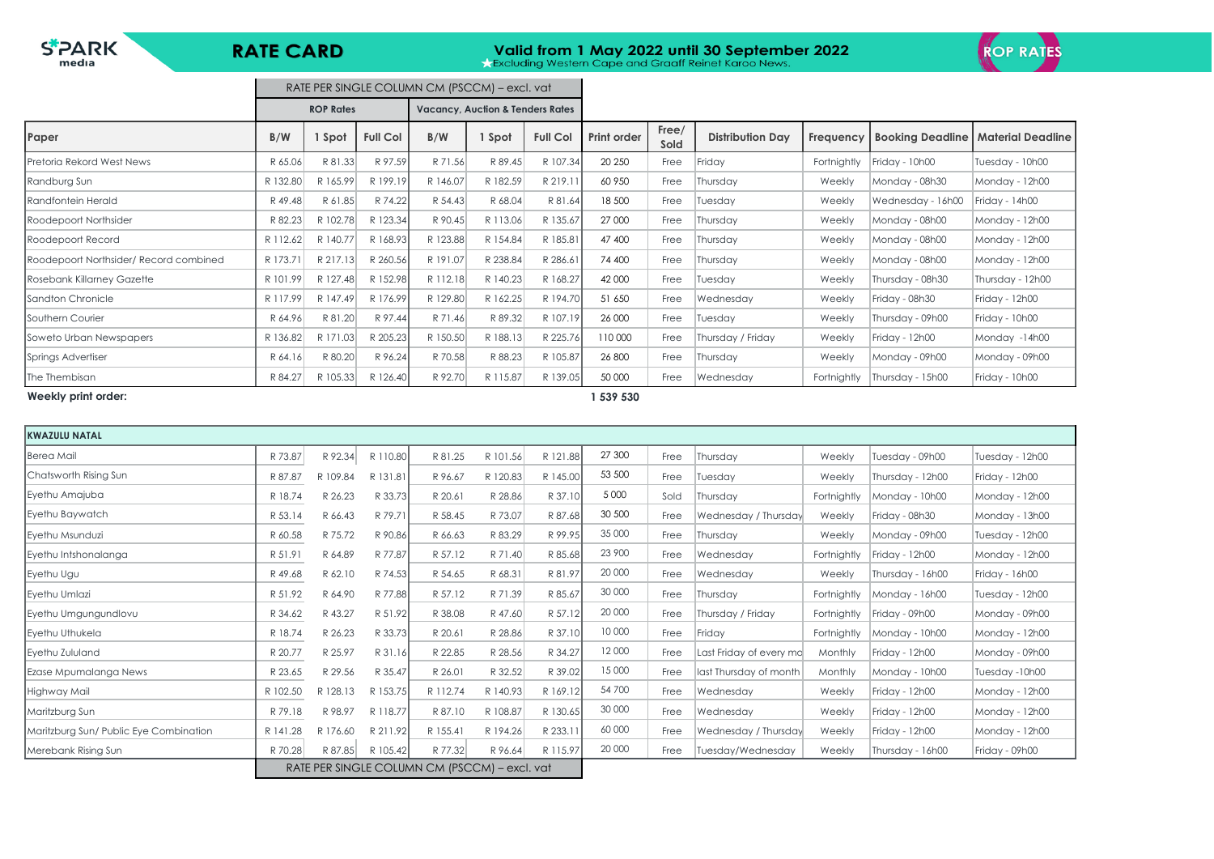# RATE CARD

**Valid from 1 May 2022 until 30 September 2022**
★Excluding Western Cape and Graaff Reinet Karoo News.

ROP RATES

| | RATE PER SINGLE COLUMN CM (PSCCM) – excl. vat | | | | | | | | | | | |
|---|---|---|---|---|---|---|---|---|---|---|---|---|
| | ROP Rates | | | Vacancy, Auction & Tenders Rates | | | | | | | | |
| **Paper** | **B/W** | **1 Spot** | **Full Col** | **B/W** | **1 Spot** | **Full Col** | **Print order** | **Free/ Sold** | **Distribution Day** | **Frequency** | **Booking Deadline** | **Material Deadline** |
| Pretoria Rekord West News | R 65.06 | R 81.33 | R 97.59 | R 71.56 | R 89.45 | R 107.34 | 20 250 | Free | Friday | Fortnightly | Friday - 10h00 | Tuesday - 10h00 |
| Randburg Sun | R 132.80 | R 165.99 | R 199.19 | R 146.07 | R 182.59 | R 219.11 | 60 950 | Free | Thursday | Weekly | Monday - 08h30 | Monday - 12h00 |
| Randfontein Herald | R 49.48 | R 61.85 | R 74.22 | R 54.43 | R 68.04 | R 81.64 | 18 500 | Free | Tuesday | Weekly | Wednesday - 16h00 | Friday - 14h00 |
| Roodepoort Northsider | R 82.23 | R 102.78 | R 123.34 | R 90.45 | R 113.06 | R 135.67 | 27 000 | Free | Thursday | Weekly | Monday - 08h00 | Monday - 12h00 |
| Roodepoort Record | R 112.62 | R 140.77 | R 168.93 | R 123.88 | R 154.84 | R 185.81 | 47 400 | Free | Thursday | Weekly | Monday - 08h00 | Monday - 12h00 |
| Roodepoort Northsider/ Record combined | R 173.71 | R 217.13 | R 260.56 | R 191.07 | R 238.84 | R 286.61 | 74 400 | Free | Thursday | Weekly | Monday - 08h00 | Monday - 12h00 |
| Rosebank Killarney Gazette | R 101.99 | R 127.48 | R 152.98 | R 112.18 | R 140.23 | R 168.27 | 42 000 | Free | Tuesday | Weekly | Thursday - 08h30 | Thursday - 12h00 |
| Sandton Chronicle | R 117.99 | R 147.49 | R 176.99 | R 129.80 | R 162.25 | R 194.70 | 51 650 | Free | Wednesday | Weekly | Friday - 08h30 | Friday - 12h00 |
| Southern Courier | R 64.96 | R 81.20 | R 97.44 | R 71.46 | R 89.32 | R 107.19 | 26 000 | Free | Tuesday | Weekly | Thursday - 09h00 | Friday - 10h00 |
| Soweto Urban Newspapers | R 136.82 | R 171.03 | R 205.23 | R 150.50 | R 188.13 | R 225.76 | 110 000 | Free | Thursday / Friday | Weekly | Friday - 12h00 | Monday -14h00 |
| Springs Advertiser | R 64.16 | R 80.20 | R 96.24 | R 70.58 | R 88.23 | R 105.87 | 26 800 | Free | Thursday | Weekly | Monday - 09h00 | Monday - 09h00 |
| The Thembisan | R 84.27 | R 105.33 | R 126.40 | R 92.70 | R 115.87 | R 139.05 | 50 000 | Free | Wednesday | Fortnightly | Thursday - 15h00 | Friday - 10h00 |
| **Weekly print order:** | | | | | | | **1 539 530** | | | | | |

| **KWAZULU NATAL** | | | | | | | | | | | | |
|---|---|---|---|---|---|---|---|---|---|---|---|---|
| Berea Mail | R 73.87 | R 92.34 | R 110.80 | R 81.25 | R 101.56 | R 121.88 | 27 300 | Free | Thursday | Weekly | Tuesday - 09h00 | Tuesday - 12h00 |
| Chatsworth Rising Sun | R 87.87 | R 109.84 | R 131.81 | R 96.67 | R 120.83 | R 145.00 | 53 500 | Free | Tuesday | Weekly | Thursday - 12h00 | Friday - 12h00 |
| Eyethu Amajuba | R 18.74 | R 26.23 | R 33.73 | R 20.61 | R 28.86 | R 37.10 | 5 000 | Sold | Thursday | Fortnightly | Monday - 10h00 | Monday - 12h00 |
| Eyethu Baywatch | R 53.14 | R 66.43 | R 79.71 | R 58.45 | R 73.07 | R 87.68 | 30 500 | Free | Wednesday / Thursday | Weekly | Friday - 08h30 | Monday - 13h00 |
| Eyethu Msunduzi | R 60.58 | R 75.72 | R 90.86 | R 66.63 | R 83.29 | R 99.95 | 35 000 | Free | Thursday | Weekly | Monday - 09h00 | Tuesday - 12h00 |
| Eyethu Intshonalanga | R 51.91 | R 64.89 | R 77.87 | R 57.12 | R 71.40 | R 85.68 | 23 900 | Free | Wednesday | Fortnightly | Friday - 12h00 | Monday - 12h00 |
| Eyethu Ugu | R 49.68 | R 62.10 | R 74.53 | R 54.65 | R 68.31 | R 81.97 | 20 000 | Free | Wednesday | Weekly | Thursday - 16h00 | Friday - 16h00 |
| Eyethu Umlazi | R 51.92 | R 64.90 | R 77.88 | R 57.12 | R 71.39 | R 85.67 | 30 000 | Free | Thursday | Fortnightly | Monday - 16h00 | Tuesday - 12h00 |
| Eyethu Umgungundlovu | R 34.62 | R 43.27 | R 51.92 | R 38.08 | R 47.60 | R 57.12 | 20 000 | Free | Thursday / Friday | Fortnightly | Friday - 09h00 | Monday - 09h00 |
| Eyethu Uthukela | R 18.74 | R 26.23 | R 33.73 | R 20.61 | R 28.86 | R 37.10 | 10 000 | Free | Friday | Fortnightly | Monday - 10h00 | Monday - 12h00 |
| Eyethu Zululand | R 20.77 | R 25.97 | R 31.16 | R 22.85 | R 28.56 | R 34.27 | 12 000 | Free | Last Friday of every mo | Monthly | Friday - 12h00 | Monday - 09h00 |
| Ezase Mpumalanga News | R 23.65 | R 29.56 | R 35.47 | R 26.01 | R 32.52 | R 39.02 | 15 000 | Free | last Thursday of month | Monthly | Monday - 10h00 | Tuesday -10h00 |
| Highway Mail | R 102.50 | R 128.13 | R 153.75 | R 112.74 | R 140.93 | R 169.12 | 54 700 | Free | Wednesday | Weekly | Friday - 12h00 | Monday - 12h00 |
| Maritzburg Sun | R 79.18 | R 98.97 | R 118.77 | R 87.10 | R 108.87 | R 130.65 | 30 000 | Free | Wednesday | Weekly | Friday - 12h00 | Monday - 12h00 |
| Maritzburg Sun/ Public Eye Combination | R 141.28 | R 176.60 | R 211.92 | R 155.41 | R 194.26 | R 233.11 | 60 000 | Free | Wednesday / Thursday | Weekly | Friday - 12h00 | Monday - 12h00 |
| Merebank Rising Sun | R 70.28 | R 87.85 | R 105.42 | R 77.32 | R 96.64 | R 115.97 | 20 000 | Free | Tuesday/Wednesday | Weekly | Thursday - 16h00 | Friday - 09h00 |
| | RATE PER SINGLE COLUMN CM (PSCCM) – excl. vat | | | | | | | | | | | |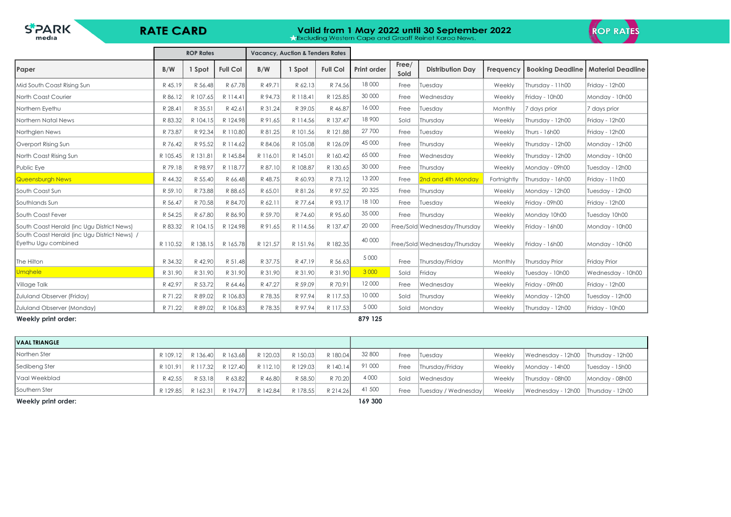# RATE CARD

**Valid from 1 May 2022 until 30 September 2022**
★Excluding Western Cape and Graaff Reinet Karoo News.

ROP RATES

| Paper | ROP Rates | | | Vacancy, Auction & Tenders Rates | | | Print order | Free/ Sold | Distribution Day | Frequency | Booking Deadline | Material Deadline |
|---|---|---|---|---|---|---|---|---|---|---|---|---|
| | B/W | 1 Spot | Full Col | B/W | 1 Spot | Full Col | | | | | | |
| Mid South Coast Rising Sun | R 45.19 | R 56.48 | R 67.78 | R 49.71 | R 62.13 | R 74.56 | 18 000 | Free | Tuesday | Weekly | Thursday - 11h00 | Friday - 12h00 |
| North Coast Courier | R 86.12 | R 107.65 | R 114.41 | R 94.73 | R 118.41 | R 125.85 | 30 000 | Free | Wednesday | Weekly | Friday - 10h00 | Monday - 10h00 |
| Northern Eyethu | R 28.41 | R 35.51 | R 42.61 | R 31.24 | R 39.05 | R 46.87 | 16 000 | Free | Tuesday | Monthly | 7 days prior | 7 days prior |
| Northern Natal News | R 83.32 | R 104.15 | R 124.98 | R 91.65 | R 114.56 | R 137.47 | 18 900 | Sold | Thursday | Weekly | Thursday - 12h00 | Friday - 12h00 |
| Northglen News | R 73.87 | R 92.34 | R 110.80 | R 81.25 | R 101.56 | R 121.88 | 27 700 | Free | Tuesday | Weekly | Thurs - 16h00 | Friday - 12h00 |
| Overport Rising Sun | R 76.42 | R 95.52 | R 114.62 | R 84.06 | R 105.08 | R 126.09 | 45 000 | Free | Thursday | Weekly | Thursday - 12h00 | Monday - 12h00 |
| North Coast Rising Sun | R 105.45 | R 131.81 | R 145.84 | R 116.01 | R 145.01 | R 160.42 | 65 000 | Free | Wednesday | Weekly | Thursday - 12h00 | Monday - 10h00 |
| Public Eye | R 79.18 | R 98.97 | R 118.77 | R 87.10 | R 108.87 | R 130.65 | 30 000 | Free | Thursday | Weekly | Monday - 09h00 | Tuesday - 12h00 |
| Queensburgh News | R 44.32 | R 55.40 | R 66.48 | R 48.75 | R 60.93 | R 73.12 | 13 200 | Free | 2nd and 4th Monday | Fortnightly | Thursday - 16h00 | Friday - 11h00 |
| South Coast Sun | R 59.10 | R 73.88 | R 88.65 | R 65.01 | R 81.26 | R 97.52 | 20 325 | Free | Thursday | Weekly | Monday - 12h00 | Tuesday - 12h00 |
| Southlands Sun | R 56.47 | R 70.58 | R 84.70 | R 62.11 | R 77.64 | R 93.17 | 18 100 | Free | Tuesday | Weekly | Friday - 09h00 | Friday - 12h00 |
| South Coast Fever | R 54.25 | R 67.80 | R 86.90 | R 59.70 | R 74.60 | R 95.60 | 35 000 | Free | Thursday | Weekly | Monday 10h00 | Tuesday 10h00 |
| South Coast Herald (inc Ugu District News) | R 83.32 | R 104.15 | R 124.98 | R 91.65 | R 114.56 | R 137.47 | 20 000 | Free/Sold | Wednesday/Thursday | Weekly | Friday - 16h00 | Monday - 10h00 |
| South Coast Herald (inc Ugu District News) / Eyethu Ugu combined | R 110.52 | R 138.15 | R 165.78 | R 121.57 | R 151.96 | R 182.35 | 40 000 | Free/Sold | Wednesday/Thursday | Weekly | Friday - 16h00 | Monday - 10h00 |
| The Hilton | R 34.32 | R 42.90 | R 51.48 | R 37.75 | R 47.19 | R 56.63 | 5 000 | Free | Thursday/Friday | Monthly | Thursday Prior | Friday Prior |
| Umqhele | R 31.90 | R 31.90 | R 31.90 | R 31.90 | R 31.90 | R 31.90 | 3 000 | Sold | Friday | Weekly | Tuesday - 10h00 | Wednesday - 10h00 |
| Village Talk | R 42.97 | R 53.72 | R 64.46 | R 47.27 | R 59.09 | R 70.91 | 12 000 | Free | Wednesday | Weekly | Friday - 09h00 | Friday - 12h00 |
| Zululand Observer (Friday) | R 71.22 | R 89.02 | R 106.83 | R 78.35 | R 97.94 | R 117.53 | 10 000 | Sold | Thursday | Weekly | Monday - 12h00 | Tuesday - 12h00 |
| Zululand Observer (Monday) | R 71.22 | R 89.02 | R 106.83 | R 78.35 | R 97.94 | R 117.53 | 5 000 | Sold | Monday | Weekly | Thursday - 12h00 | Friday - 10h00 |
| **Weekly print order:** | | | | | | | **879 125** | | | | | |

| VAAL TRIANGLE | | | | | | | | | | | | |
|---|---|---|---|---|---|---|---|---|---|---|---|---|
| Northen Ster | R 109.12 | R 136.40 | R 163.68 | R 120.03 | R 150.03 | R 180.04 | 32 800 | Free | Tuesday | Weekly | Wednesday - 12h00 | Thursday - 12h00 |
| Sedibeng Ster | R 101.91 | R 117.32 | R 127.40 | R 112.10 | R 129.03 | R 140.14 | 91 000 | Free | Thursday/Friday | Weekly | Monday - 14h00 | Tuesday - 15h00 |
| Vaal Weekblad | R 42.55 | R 53.18 | R 63.82 | R 46.80 | R 58.50 | R 70.20 | 4 000 | Sold | Wednesday | Weekly | Thursday - 08h00 | Monday - 08h00 |
| Southern Ster | R 129.85 | R 162.31 | R 194.77 | R 142.84 | R 178.55 | R 214.26 | 41 500 | Free | Tuesday / Wednesday | Weekly | Wednesday - 12h00 | Thursday - 12h00 |
| **Weekly print order:** | | | | | | | **169 300** | | | | | |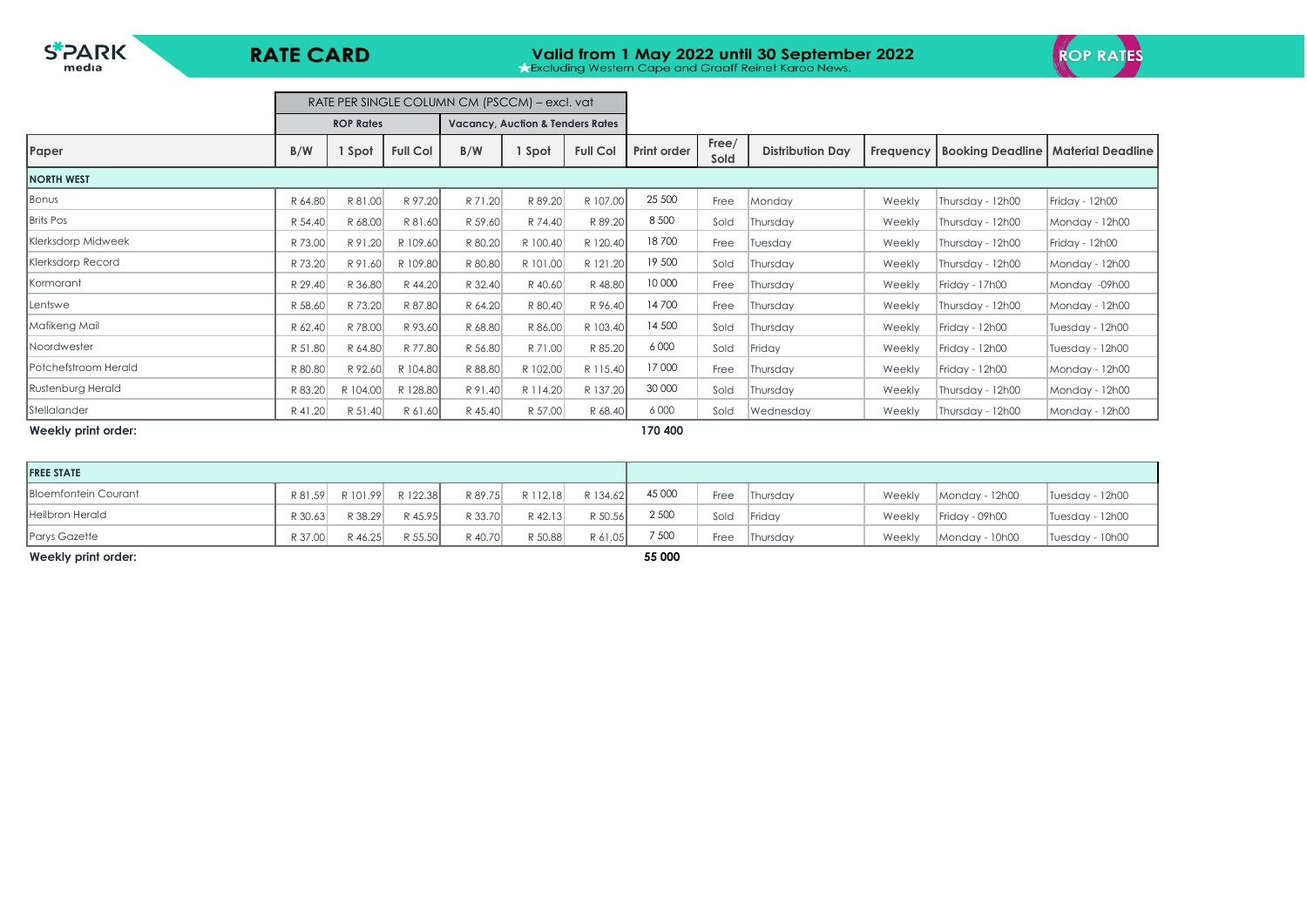SPARK media

# RATE CARD

**Valid from 1 May 2022 until 30 September 2022**

★Excluding Western Cape and Graaff Reinet Karoo News.

ROP RATES

| Paper | RATE PER SINGLE COLUMN CM (PSCCM) – excl. vat | | | | | | Print order | Free/ Sold | Distribution Day | Frequency | Booking Deadline | Material Deadline |
|---|---|---|---|---|---|---|---|---|---|---|---|---|
| | ROP Rates | | | Vacancy, Auction & Tenders Rates | | | | | | | | |
| | B/W | 1 Spot | Full Col | B/W | 1 Spot | Full Col | | | | | | |
| **NORTH WEST** | | | | | | | | | | | | |
| Bonus | R 64.80 | R 81.00 | R 97.20 | R 71.20 | R 89.20 | R 107.00 | 25 500 | Free | Monday | Weekly | Thursday - 12h00 | Friday - 12h00 |
| Brits Pos | R 54.40 | R 68.00 | R 81.60 | R 59.60 | R 74.40 | R 89.20 | 8 500 | Sold | Thursday | Weekly | Thursday - 12h00 | Monday - 12h00 |
| Klerksdorp Midweek | R 73.00 | R 91.20 | R 109.60 | R 80.20 | R 100.40 | R 120.40 | 18 700 | Free | Tuesday | Weekly | Thursday - 12h00 | Friday - 12h00 |
| Klerksdorp Record | R 73.20 | R 91.60 | R 109.80 | R 80.80 | R 101.00 | R 121.20 | 19 500 | Sold | Thursday | Weekly | Thursday - 12h00 | Monday - 12h00 |
| Kormorant | R 29.40 | R 36.80 | R 44.20 | R 32.40 | R 40.60 | R 48.80 | 10 000 | Free | Thursday | Weekly | Friday - 17h00 | Monday -09h00 |
| Lentswe | R 58.60 | R 73.20 | R 87.80 | R 64.20 | R 80.40 | R 96.40 | 14 700 | Free | Thursday | Weekly | Thursday - 12h00 | Monday - 12h00 |
| Mafikeng Mail | R 62.40 | R 78.00 | R 93.60 | R 68.80 | R 86.00 | R 103.40 | 14 500 | Sold | Thursday | Weekly | Friday - 12h00 | Tuesday - 12h00 |
| Noordwester | R 51.80 | R 64.80 | R 77.80 | R 56.80 | R 71.00 | R 85.20 | 6 000 | Sold | Friday | Weekly | Friday - 12h00 | Tuesday - 12h00 |
| Potchefstroom Herald | R 80.80 | R 92.60 | R 104.80 | R 88.80 | R 102.00 | R 115.40 | 17 000 | Free | Thursday | Weekly | Friday - 12h00 | Monday - 12h00 |
| Rustenburg Herald | R 83.20 | R 104.00 | R 128.80 | R 91.40 | R 114.20 | R 137.20 | 30 000 | Sold | Thursday | Weekly | Thursday - 12h00 | Monday - 12h00 |
| Stellalander | R 41.20 | R 51.40 | R 61.60 | R 45.40 | R 57.00 | R 68.40 | 6 000 | Sold | Wednesday | Weekly | Thursday - 12h00 | Monday - 12h00 |
| **Weekly print order:** | | | | | | | **170 400** | | | | | |
| **FREE STATE** | | | | | | | | | | | | |
| Bloemfontein Courant | R 81.59 | R 101.99 | R 122.38 | R 89.75 | R 112.18 | R 134.62 | 45 000 | Free | Thursday | Weekly | Monday - 12h00 | Tuesday - 12h00 |
| Heilbron Herald | R 30.63 | R 38.29 | R 45.95 | R 33.70 | R 42.13 | R 50.56 | 2 500 | Sold | Friday | Weekly | Friday - 09h00 | Tuesday - 12h00 |
| Parys Gazette | R 37.00 | R 46.25 | R 55.50 | R 40.70 | R 50.88 | R 61.05 | 7 500 | Free | Thursday | Weekly | Monday - 10h00 | Tuesday - 10h00 |
| **Weekly print order:** | | | | | | | **55 000** | | | | | |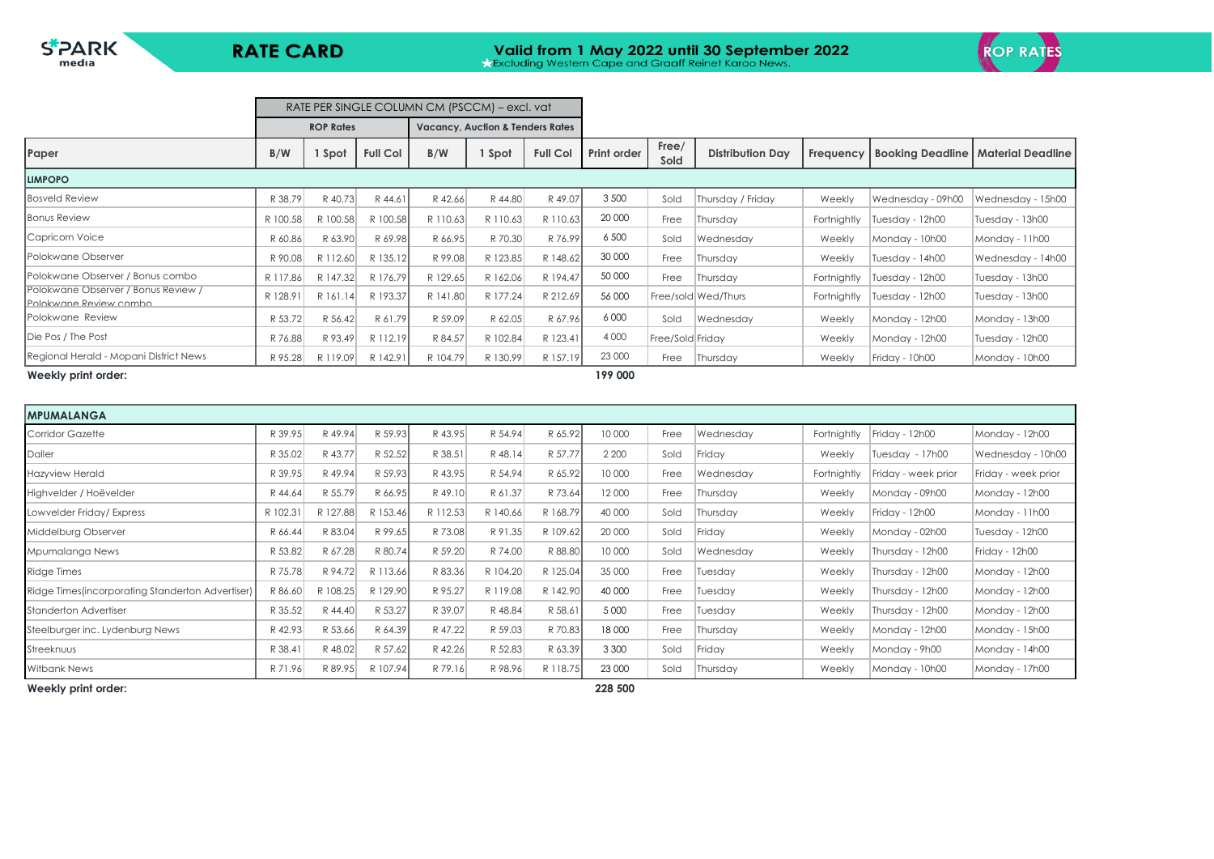# RATE CARD

**Valid from 1 May 2022 until 30 September 2022**
★Excluding Western Cape and Graaff Reinet Karoo News.

ROP RATES

| | RATE PER SINGLE COLUMN CM (PSCCM) – excl. vat | | | | | | | | | | | |
|---|---|---|---|---|---|---|---|---|---|---|---|---|
| | ROP Rates | | | Vacancy, Auction & Tenders Rates | | | | | | | | |
| **Paper** | **B/W** | **1 Spot** | **Full Col** | **B/W** | **1 Spot** | **Full Col** | **Print order** | **Free/ Sold** | **Distribution Day** | **Frequency** | **Booking Deadline** | **Material Deadline** |
| **LIMPOPO** | | | | | | | | | | | | |
| Bosveld Review | R 38.79 | R 40.73 | R 44.61 | R 42.66 | R 44.80 | R 49.07 | 3 500 | Sold | Thursday / Friday | Weekly | Wednesday - 09h00 | Wednesday - 15h00 |
| Bonus Review | R 100.58 | R 100.58 | R 100.58 | R 110.63 | R 110.63 | R 110.63 | 20 000 | Free | Thursday | Fortnightly | Tuesday - 12h00 | Tuesday - 13h00 |
| Capricorn Voice | R 60.86 | R 63.90 | R 69.98 | R 66.95 | R 70.30 | R 76.99 | 6 500 | Sold | Wednesday | Weekly | Monday - 10h00 | Monday - 11h00 |
| Polokwane Observer | R 90.08 | R 112.60 | R 135.12 | R 99.08 | R 123.85 | R 148.62 | 30 000 | Free | Thursday | Weekly | Tuesday - 14h00 | Wednesday - 14h00 |
| Polokwane Observer / Bonus combo | R 117.86 | R 147.32 | R 176.79 | R 129.65 | R 162.06 | R 194.47 | 50 000 | Free | Thursday | Fortnightly | Tuesday - 12h00 | Tuesday - 13h00 |
| Polokwane Observer / Bonus Review / Polokwane Review combo | R 128.91 | R 161.14 | R 193.37 | R 141.80 | R 177.24 | R 212.69 | 56 000 | Free/sold | Wed/Thurs | Fortnightly | Tuesday - 12h00 | Tuesday - 13h00 |
| Polokwane Review | R 53.72 | R 56.42 | R 61.79 | R 59.09 | R 62.05 | R 67.96 | 6 000 | Sold | Wednesday | Weekly | Monday - 12h00 | Monday - 13h00 |
| Die Pos / The Post | R 76.88 | R 93.49 | R 112.19 | R 84.57 | R 102.84 | R 123.41 | 4 000 | Free/Sold | Friday | Weekly | Monday - 12h00 | Tuesday - 12h00 |
| Regional Herald - Mopani District News | R 95.28 | R 119.09 | R 142.91 | R 104.79 | R 130.99 | R 157.19 | 23 000 | Free | Thursday | Weekly | Friday - 10h00 | Monday - 10h00 |
| **Weekly print order:** | | | | | | | **199 000** | | | | | |

| **MPUMALANGA** | | | | | | | | | | | | |
|---|---|---|---|---|---|---|---|---|---|---|---|---|
| Corridor Gazette | R 39.95 | R 49.94 | R 59.93 | R 43.95 | R 54.94 | R 65.92 | 10 000 | Free | Wednesday | Fortnightly | Friday - 12h00 | Monday - 12h00 |
| Daller | R 35.02 | R 43.77 | R 52.52 | R 38.51 | R 48.14 | R 57.77 | 2 200 | Sold | Friday | Weekly | Tuesday - 17h00 | Wednesday - 10h00 |
| Hazyview Herald | R 39.95 | R 49.94 | R 59.93 | R 43.95 | R 54.94 | R 65.92 | 10 000 | Free | Wednesday | Fortnightly | Friday - week prior | Friday - week prior |
| Highvelder / Hoëvelder | R 44.64 | R 55.79 | R 66.95 | R 49.10 | R 61.37 | R 73.64 | 12 000 | Free | Thursday | Weekly | Monday - 09h00 | Monday - 12h00 |
| Lowvelder Friday/ Express | R 102.31 | R 127.88 | R 153.46 | R 112.53 | R 140.66 | R 168.79 | 40 000 | Sold | Thursday | Weekly | Friday - 12h00 | Monday - 11h00 |
| Middelburg Observer | R 66.44 | R 83.04 | R 99.65 | R 73.08 | R 91.35 | R 109.62 | 20 000 | Sold | Friday | Weekly | Monday - 02h00 | Tuesday - 12h00 |
| Mpumalanga News | R 53.82 | R 67.28 | R 80.74 | R 59.20 | R 74.00 | R 88.80 | 10 000 | Sold | Wednesday | Weekly | Thursday - 12h00 | Friday - 12h00 |
| Ridge Times | R 75.78 | R 94.72 | R 113.66 | R 83.36 | R 104.20 | R 125.04 | 35 000 | Free | Tuesday | Weekly | Thursday - 12h00 | Monday - 12h00 |
| Ridge Times(incorporating Standerton Advertiser) | R 86.60 | R 108.25 | R 129.90 | R 95.27 | R 119.08 | R 142.90 | 40 000 | Free | Tuesday | Weekly | Thursday - 12h00 | Monday - 12h00 |
| Standerton Advertiser | R 35.52 | R 44.40 | R 53.27 | R 39.07 | R 48.84 | R 58.61 | 5 000 | Free | Tuesday | Weekly | Thursday - 12h00 | Monday - 12h00 |
| Steelburger inc. Lydenburg News | R 42.93 | R 53.66 | R 64.39 | R 47.22 | R 59.03 | R 70.83 | 18 000 | Free | Thursday | Weekly | Monday - 12h00 | Monday - 15h00 |
| Streeknuus | R 38.41 | R 48.02 | R 57.62 | R 42.26 | R 52.83 | R 63.39 | 3 300 | Sold | Friday | Weekly | Monday - 9h00 | Monday - 14h00 |
| Witbank News | R 71.96 | R 89.95 | R 107.94 | R 79.16 | R 98.96 | R 118.75 | 23 000 | Sold | Thursday | Weekly | Monday - 10h00 | Monday - 17h00 |
| **Weekly print order:** | | | | | | | **228 500** | | | | | |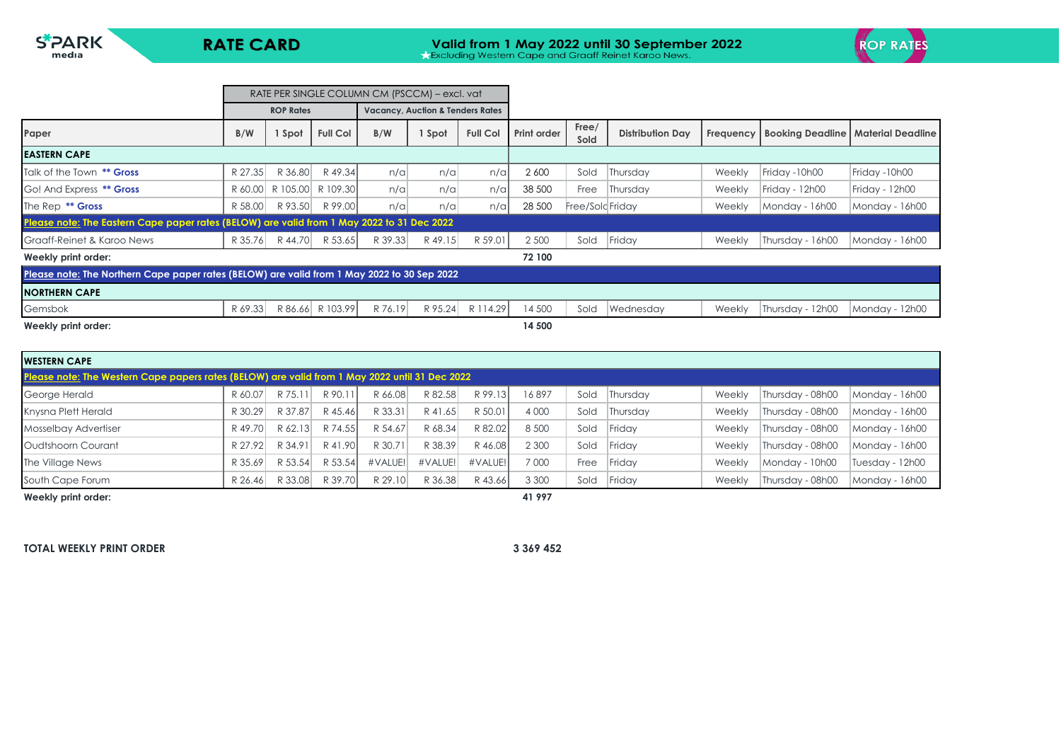S*PARK media

# RATE CARD

**Valid from 1 May 2022 until 30 September 2022**
★Excluding Western Cape and Graaff Reinet Karoo News.

ROP RATES

| | RATE PER SINGLE COLUMN CM (PSCCM) – excl. vat | | | | | | | | | | | |
|---|---|---|---|---|---|---|---|---|---|---|---|---|
| | ROP Rates | | | Vacancy, Auction & Tenders Rates | | | | | | | | |
| **Paper** | **B/W** | **1 Spot** | **Full Col** | **B/W** | **1 Spot** | **Full Col** | **Print order** | **Free/ Sold** | **Distribution Day** | **Frequency** | **Booking Deadline** | **Material Deadline** |
| **EASTERN CAPE** | | | | | | | | | | | | |
| Talk of the Town **** Gross** | R 27.35 | R 36.80 | R 49.34 | n/a | n/a | n/a | 2 600 | Sold | Thursday | Weekly | Friday -10h00 | Friday -10h00 |
| Go! And Express **** Gross** | R 60.00 | R 105.00 | R 109.30 | n/a | n/a | n/a | 38 500 | Free | Thursday | Weekly | Friday - 12h00 | Friday - 12h00 |
| The Rep **** Gross** | R 58.00 | R 93.50 | R 99.00 | n/a | n/a | n/a | 28 500 | Free/Sold | Friday | Weekly | Monday - 16h00 | Monday - 16h00 |
| **Please note: The Eastern Cape paper rates (BELOW) are valid from 1 May 2022 to 31 Dec 2022** | | | | | | | | | | | | |
| Graaff-Reinet & Karoo News | R 35.76 | R 44.70 | R 53.65 | R 39.33 | R 49.15 | R 59.01 | 2 500 | Sold | Friday | Weekly | Thursday - 16h00 | Monday - 16h00 |
| **Weekly print order:** | | | | | | | **72 100** | | | | | |
| **Please note: The Northern Cape paper rates (BELOW) are valid from 1 May 2022 to 30 Sep 2022** | | | | | | | | | | | | |
| **NORTHERN CAPE** | | | | | | | | | | | | |
| Gemsbok | R 69.33 | R 86.66 | R 103.99 | R 76.19 | R 95.24 | R 114.29 | 14 500 | Sold | Wednesday | Weekly | Thursday - 12h00 | Monday - 12h00 |
| **Weekly print order:** | | | | | | | **14 500** | | | | | |
| **WESTERN CAPE** | | | | | | | | | | | | |
| **Please note: The Western Cape papers rates (BELOW) are valid from 1 May 2022 until 31 Dec 2022** | | | | | | | | | | | | |
| George Herald | R 60.07 | R 75.11 | R 90.11 | R 66.08 | R 82.58 | R 99.13 | 16 897 | Sold | Thursday | Weekly | Thursday - 08h00 | Monday - 16h00 |
| Knysna Plett Herald | R 30.29 | R 37.87 | R 45.46 | R 33.31 | R 41.65 | R 50.01 | 4 000 | Sold | Thursday | Weekly | Thursday - 08h00 | Monday - 16h00 |
| Mosselbay Advertiser | R 49.70 | R 62.13 | R 74.55 | R 54.67 | R 68.34 | R 82.02 | 8 500 | Sold | Friday | Weekly | Thursday - 08h00 | Monday - 16h00 |
| Oudtshoorn Courant | R 27.92 | R 34.91 | R 41.90 | R 30.71 | R 38.39 | R 46.08 | 2 300 | Sold | Friday | Weekly | Thursday - 08h00 | Monday - 16h00 |
| The Village News | R 35.69 | R 53.54 | R 53.54 | #VALUE! | #VALUE! | #VALUE! | 7 000 | Free | Friday | Weekly | Monday - 10h00 | Tuesday - 12h00 |
| South Cape Forum | R 26.46 | R 33.08 | R 39.70 | R 29.10 | R 36.38 | R 43.66 | 3 300 | Sold | Friday | Weekly | Thursday - 08h00 | Monday - 16h00 |
| **Weekly print order:** | | | | | | | **41 997** | | | | | |

**TOTAL WEEKLY PRINT ORDER** **3 369 452**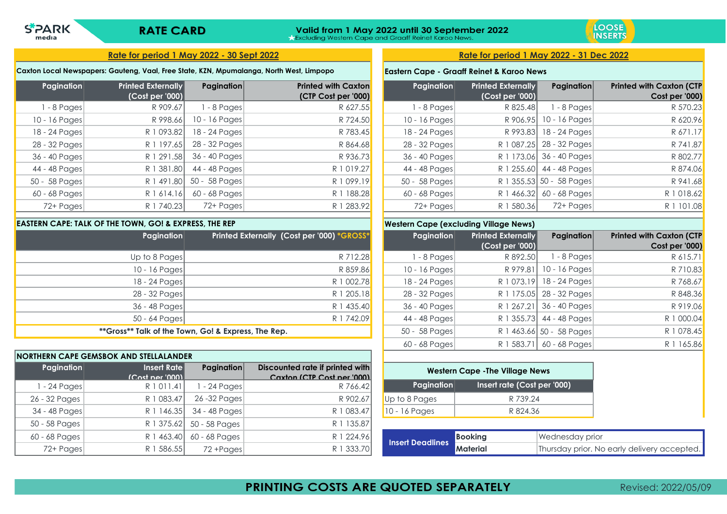SPARK media

# RATE CARD

**Valid from 1 May 2022 until 30 September 2022**

★Excluding Western Cape and Graaff Reinet Karoo News.

LOOSE INSERTS

## Rate for period 1 May 2022 - 30 Sept 2022

### Caxton Local Newspapers: Gauteng, Vaal, Free State, KZN, Mpumalanga, North West, Limpopo

| Pagination | Printed Externally (Cost per '000) | Pagination | Printed with Caxton (CTP Cost per '000) |
|---|---|---|---|
| 1 - 8 Pages | R 909.67 | 1 - 8 Pages | R 627.55 |
| 10 - 16 Pages | R 998.66 | 10 - 16 Pages | R 724.50 |
| 18 - 24 Pages | R 1 093.82 | 18 - 24 Pages | R 783.45 |
| 28 - 32 Pages | R 1 197.65 | 28 - 32 Pages | R 864.68 |
| 36 - 40 Pages | R 1 291.58 | 36 - 40 Pages | R 936.73 |
| 44 - 48 Pages | R 1 381.80 | 44 - 48 Pages | R 1 019.27 |
| 50 - 58 Pages | R 1 491.80 | 50 - 58 Pages | R 1 099.19 |
| 60 - 68 Pages | R 1 614.16 | 60 - 68 Pages | R 1 188.28 |
| 72+ Pages | R 1 740.23 | 72+ Pages | R 1 283.92 |

### EASTERN CAPE: TALK OF THE TOWN, GO! & EXPRESS, THE REP

| Pagination | Printed Externally (Cost per '000) *GROSS* |
|---|---|
| Up to 8 Pages | R 712.28 |
| 10 - 16 Pages | R 859.86 |
| 18 - 24 Pages | R 1 002.78 |
| 28 - 32 Pages | R 1 205.18 |
| 36 - 48 Pages | R 1 435.40 |
| 50 - 64 Pages | R 1 742.09 |

**Gross** Talk of the Town, Go! & Express, The Rep.

### NORTHERN CAPE GEMSBOK AND STELLALANDER

| Pagination | Insert Rate (Cost per '000) | Pagination | Discounted rate if printed with Caxton (CTP Cost per '000) |
|---|---|---|---|
| 1 - 24 Pages | R 1 011.41 | 1 - 24 Pages | R 766.42 |
| 26 - 32 Pages | R 1 083.47 | 26 -32 Pages | R 902.67 |
| 34 - 48 Pages | R 1 146.35 | 34 - 48 Pages | R 1 083.47 |
| 50 - 58 Pages | R 1 375.62 | 50 - 58 Pages | R 1 135.87 |
| 60 - 68 Pages | R 1 463.40 | 60 - 68 Pages | R 1 224.96 |
| 72+ Pages | R 1 586.55 | 72 +Pages | R 1 333.70 |

## Rate for period 1 May 2022 - 31 Dec 2022

### Eastern Cape - Graaff Reinet & Karoo News

| Pagination | Printed Externally (Cost per '000) | Pagination | Printed with Caxton (CTP Cost per '000) |
|---|---|---|---|
| 1 - 8 Pages | R 825.48 | 1 - 8 Pages | R 570.23 |
| 10 - 16 Pages | R 906.95 | 10 - 16 Pages | R 620.96 |
| 18 - 24 Pages | R 993.83 | 18 - 24 Pages | R 671.17 |
| 28 - 32 Pages | R 1 087.25 | 28 - 32 Pages | R 741.87 |
| 36 - 40 Pages | R 1 173.06 | 36 - 40 Pages | R 802.77 |
| 44 - 48 Pages | R 1 255.60 | 44 - 48 Pages | R 874.06 |
| 50 - 58 Pages | R 1 355.53 | 50 - 58 Pages | R 941.68 |
| 60 - 68 Pages | R 1 466.32 | 60 - 68 Pages | R 1 018.62 |
| 72+ Pages | R 1 580.36 | 72+ Pages | R 1 101.08 |

### Western Cape (excluding Village News)

| Pagination | Printed Externally (Cost per '000) | Pagination | Printed with Caxton (CTP Cost per '000) |
|---|---|---|---|
| 1 - 8 Pages | R 892.50 | 1 - 8 Pages | R 615.71 |
| 10 - 16 Pages | R 979.81 | 10 - 16 Pages | R 710.83 |
| 18 - 24 Pages | R 1 073.19 | 18 - 24 Pages | R 768.67 |
| 28 - 32 Pages | R 1 175.05 | 28 - 32 Pages | R 848.36 |
| 36 - 40 Pages | R 1 267.21 | 36 - 40 Pages | R 919.06 |
| 44 - 48 Pages | R 1 355.73 | 44 - 48 Pages | R 1 000.04 |
| 50 - 58 Pages | R 1 463.66 | 50 - 58 Pages | R 1 078.45 |
| 60 - 68 Pages | R 1 583.71 | 60 - 68 Pages | R 1 165.86 |

### Western Cape -The Village News

| Pagination | Insert rate (Cost per '000) |
|---|---|
| Up to 8 Pages | R 739.24 |
| 10 - 16 Pages | R 824.36 |

| Insert Deadlines | | |
|---|---|---|
| | Booking | Wednesday prior |
| | Material | Thursday prior. No early delivery accepted. |

**PRINTING COSTS ARE QUOTED SEPARATELY**

Revised: 2022/05/09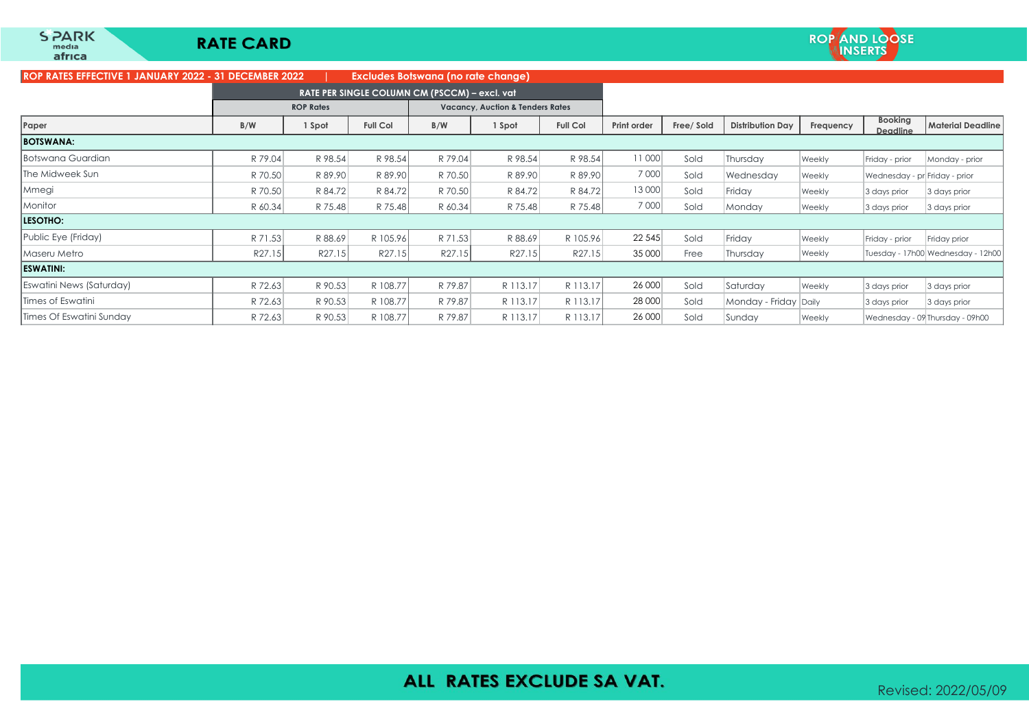SPARK media africa

# RATE CARD

ROP AND LOOSE INSERTS

**ROP RATES EFFECTIVE 1 JANUARY 2022 - 31 DECEMBER 2022 | Excludes Botswana (no rate change)**

| | RATE PER SINGLE COLUMN CM (PSCCM) – excl. vat | | | | | | | | | | | |
|---|---|---|---|---|---|---|---|---|---|---|---|---|
| | ROP Rates | | | Vacancy, Auction & Tenders Rates | | | | | | | | |
| Paper | B/W | 1 Spot | Full Col | B/W | 1 Spot | Full Col | Print order | Free/ Sold | Distribution Day | Frequency | Booking Deadline | Material Deadline |
| **BOTSWANA:** | | | | | | | | | | | | |
| Botswana Guardian | R 79.04 | R 98.54 | R 98.54 | R 79.04 | R 98.54 | R 98.54 | 11 000 | Sold | Thursday | Weekly | Friday - prior | Monday - prior |
| The Midweek Sun | R 70.50 | R 89.90 | R 89.90 | R 70.50 | R 89.90 | R 89.90 | 7 000 | Sold | Wednesday | Weekly | Wednesday - pr | Friday - prior |
| Mmegi | R 70.50 | R 84.72 | R 84.72 | R 70.50 | R 84.72 | R 84.72 | 13 000 | Sold | Friday | Weekly | 3 days prior | 3 days prior |
| Monitor | R 60.34 | R 75.48 | R 75.48 | R 60.34 | R 75.48 | R 75.48 | 7 000 | Sold | Monday | Weekly | 3 days prior | 3 days prior |
| **LESOTHO:** | | | | | | | | | | | | |
| Public Eye (Friday) | R 71.53 | R 88.69 | R 105.96 | R 71.53 | R 88.69 | R 105.96 | 22 545 | Sold | Friday | Weekly | Friday - prior | Friday prior |
| Maseru Metro | R27.15 | R27.15 | R27.15 | R27.15 | R27.15 | R27.15 | 35 000 | Free | Thursday | Weekly | Tuesday - 17h00 | Wednesday - 12h00 |
| **ESWATINI:** | | | | | | | | | | | | |
| Eswatini News (Saturday) | R 72.63 | R 90.53 | R 108.77 | R 79.87 | R 113.17 | R 113.17 | 26 000 | Sold | Saturday | Weekly | 3 days prior | 3 days prior |
| Times of Eswatini | R 72.63 | R 90.53 | R 108.77 | R 79.87 | R 113.17 | R 113.17 | 28 000 | Sold | Monday - Friday | Daily | 3 days prior | 3 days prior |
| Times Of Eswatini Sunday | R 72.63 | R 90.53 | R 108.77 | R 79.87 | R 113.17 | R 113.17 | 26 000 | Sold | Sunday | Weekly | Wednesday - 09 | Thursday - 09h00 |

**ALL RATES EXCLUDE SA VAT.**

Revised: 2022/05/09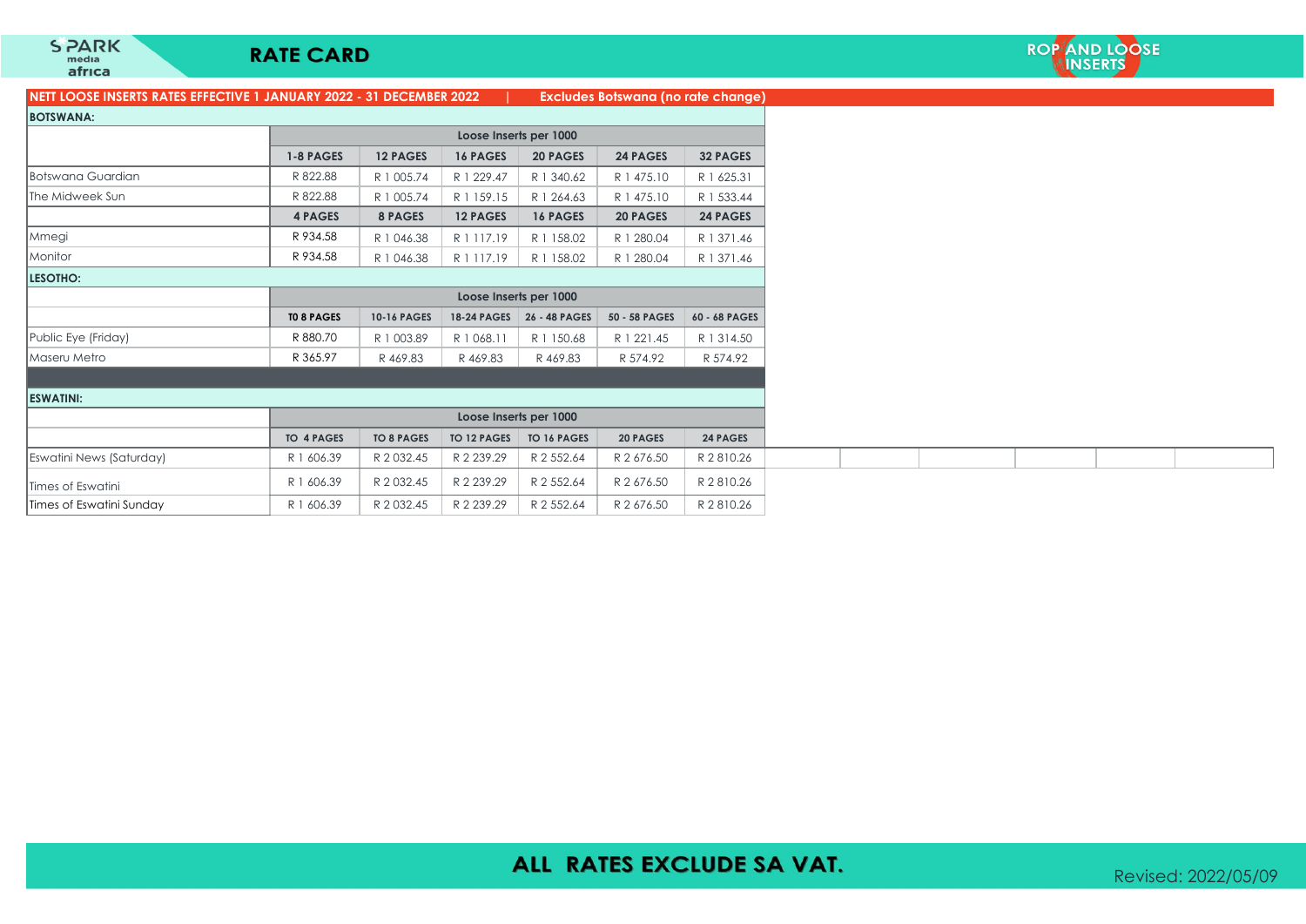# RATE CARD

## ROP AND LOOSE INSERTS

**NETT LOOSE INSERTS RATES EFFECTIVE 1 JANUARY 2022 - 31 DECEMBER 2022 | Excludes Botswana (no rate change)**

### BOTSWANA:

| | Loose Inserts per 1000 | | | | | |
|---|---|---|---|---|---|---|
| | **1-8 PAGES** | **12 PAGES** | **16 PAGES** | **20 PAGES** | **24 PAGES** | **32 PAGES** |
| Botswana Guardian | R 822.88 | R 1 005.74 | R 1 229.47 | R 1 340.62 | R 1 475.10 | R 1 625.31 |
| The Midweek Sun | R 822.88 | R 1 005.74 | R 1 159.15 | R 1 264.63 | R 1 475.10 | R 1 533.44 |
| | **4 PAGES** | **8 PAGES** | **12 PAGES** | **16 PAGES** | **20 PAGES** | **24 PAGES** |
| Mmegi | R 934.58 | R 1 046.38 | R 1 117.19 | R 1 158.02 | R 1 280.04 | R 1 371.46 |
| Monitor | R 934.58 | R 1 046.38 | R 1 117.19 | R 1 158.02 | R 1 280.04 | R 1 371.46 |

### LESOTHO:

| | Loose Inserts per 1000 | | | | | |
|---|---|---|---|---|---|---|
| | **T0 8 PAGES** | **10-16 PAGES** | **18-24 PAGES** | **26 - 48 PAGES** | **50 - 58 PAGES** | **60 - 68 PAGES** |
| Public Eye (Friday) | R 880.70 | R 1 003.89 | R 1 068.11 | R 1 150.68 | R 1 221.45 | R 1 314.50 |
| Maseru Metro | R 365.97 | R 469.83 | R 469.83 | R 469.83 | R 574.92 | R 574.92 |

### ESWATINI:

| | Loose Inserts per 1000 | | | | | |
|---|---|---|---|---|---|---|
| | **TO 4 PAGES** | **TO 8 PAGES** | **TO 12 PAGES** | **TO 16 PAGES** | **20 PAGES** | **24 PAGES** |
| Eswatini News (Saturday) | R 1 606.39 | R 2 032.45 | R 2 239.29 | R 2 552.64 | R 2 676.50 | R 2 810.26 |
| Times of Eswatini | R 1 606.39 | R 2 032.45 | R 2 239.29 | R 2 552.64 | R 2 676.50 | R 2 810.26 |
| Times of Eswatini Sunday | R 1 606.39 | R 2 032.45 | R 2 239.29 | R 2 552.64 | R 2 676.50 | R 2 810.26 |

**ALL RATES EXCLUDE SA VAT.**

Revised: 2022/05/09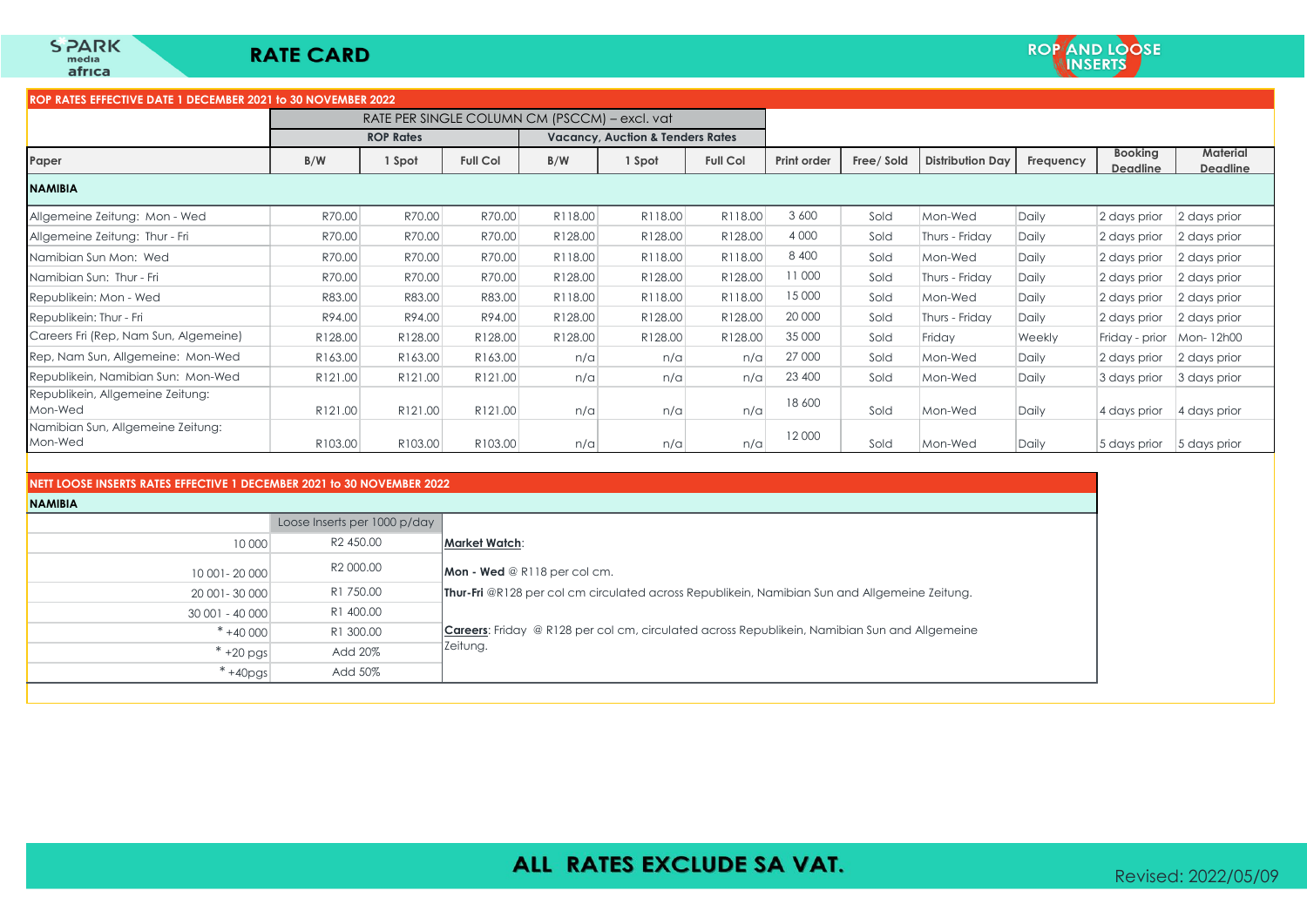SPARK media africa

# RATE CARD

ROP AND LOOSE INSERTS

## ROP RATES EFFECTIVE DATE 1 DECEMBER 2021 to 30 NOVEMBER 2022

| | RATE PER SINGLE COLUMN CM (PSCCM) – excl. vat | | | | | | | | | | | |
|---|---|---|---|---|---|---|---|---|---|---|---|---|
| | ROP Rates | | | Vacancy, Auction & Tenders Rates | | | | | | | | |
| Paper | B/W | 1 Spot | Full Col | B/W | 1 Spot | Full Col | Print order | Free/ Sold | Distribution Day | Frequency | Booking Deadline | Material Deadline |
| **NAMIBIA** | | | | | | | | | | | | |
| Allgemeine Zeitung: Mon - Wed | R70.00 | R70.00 | R70.00 | R118.00 | R118.00 | R118.00 | 3 600 | Sold | Mon-Wed | Daily | 2 days prior | 2 days prior |
| Allgemeine Zeitung: Thur - Fri | R70.00 | R70.00 | R70.00 | R128.00 | R128.00 | R128.00 | 4 000 | Sold | Thurs - Friday | Daily | 2 days prior | 2 days prior |
| Namibian Sun Mon: Wed | R70.00 | R70.00 | R70.00 | R118.00 | R118.00 | R118.00 | 8 400 | Sold | Mon-Wed | Daily | 2 days prior | 2 days prior |
| Namibian Sun: Thur - Fri | R70.00 | R70.00 | R70.00 | R128.00 | R128.00 | R128.00 | 11 000 | Sold | Thurs - Friday | Daily | 2 days prior | 2 days prior |
| Republikein: Mon - Wed | R83.00 | R83.00 | R83.00 | R118.00 | R118.00 | R118.00 | 15 000 | Sold | Mon-Wed | Daily | 2 days prior | 2 days prior |
| Republikein: Thur - Fri | R94.00 | R94.00 | R94.00 | R128.00 | R128.00 | R128.00 | 20 000 | Sold | Thurs - Friday | Daily | 2 days prior | 2 days prior |
| Careers Fri (Rep, Nam Sun, Algemeine) | R128.00 | R128.00 | R128.00 | R128.00 | R128.00 | R128.00 | 35 000 | Sold | Friday | Weekly | Friday - prior | Mon- 12h00 |
| Rep, Nam Sun, Allgemeine: Mon-Wed | R163.00 | R163.00 | R163.00 | n/a | n/a | n/a | 27 000 | Sold | Mon-Wed | Daily | 2 days prior | 2 days prior |
| Republikein, Namibian Sun: Mon-Wed | R121.00 | R121.00 | R121.00 | n/a | n/a | n/a | 23 400 | Sold | Mon-Wed | Daily | 3 days prior | 3 days prior |
| Republikein, Allgemeine Zeitung: Mon-Wed | R121.00 | R121.00 | R121.00 | n/a | n/a | n/a | 18 600 | Sold | Mon-Wed | Daily | 4 days prior | 4 days prior |
| Namibian Sun, Allgemeine Zeitung: Mon-Wed | R103.00 | R103.00 | R103.00 | n/a | n/a | n/a | 12 000 | Sold | Mon-Wed | Daily | 5 days prior | 5 days prior |

## NETT LOOSE INSERTS RATES EFFECTIVE 1 DECEMBER 2021 to 30 NOVEMBER 2022

**NAMIBIA**

| | Loose Inserts per 1000 p/day |
|---|---|
| 10 000 | R2 450.00 |
| 10 001- 20 000 | R2 000.00 |
| 20 001- 30 000 | R1 750.00 |
| 30 001 - 40 000 | R1 400.00 |
| * +40 000 | R1 300.00 |
| * +20 pgs | Add 20% |
| * +40pgs | Add 50% |

**Market Watch**:

**Mon - Wed** @ R118 per col cm.

**Thur-Fri** @R128 per col cm circulated across Republikein, Namibian Sun and Allgemeine Zeitung.

**Careers**: Friday @ R128 per col cm, circulated across Republikein, Namibian Sun and Allgemeine Zeitung.

**ALL RATES EXCLUDE SA VAT.**

Revised: 2022/05/09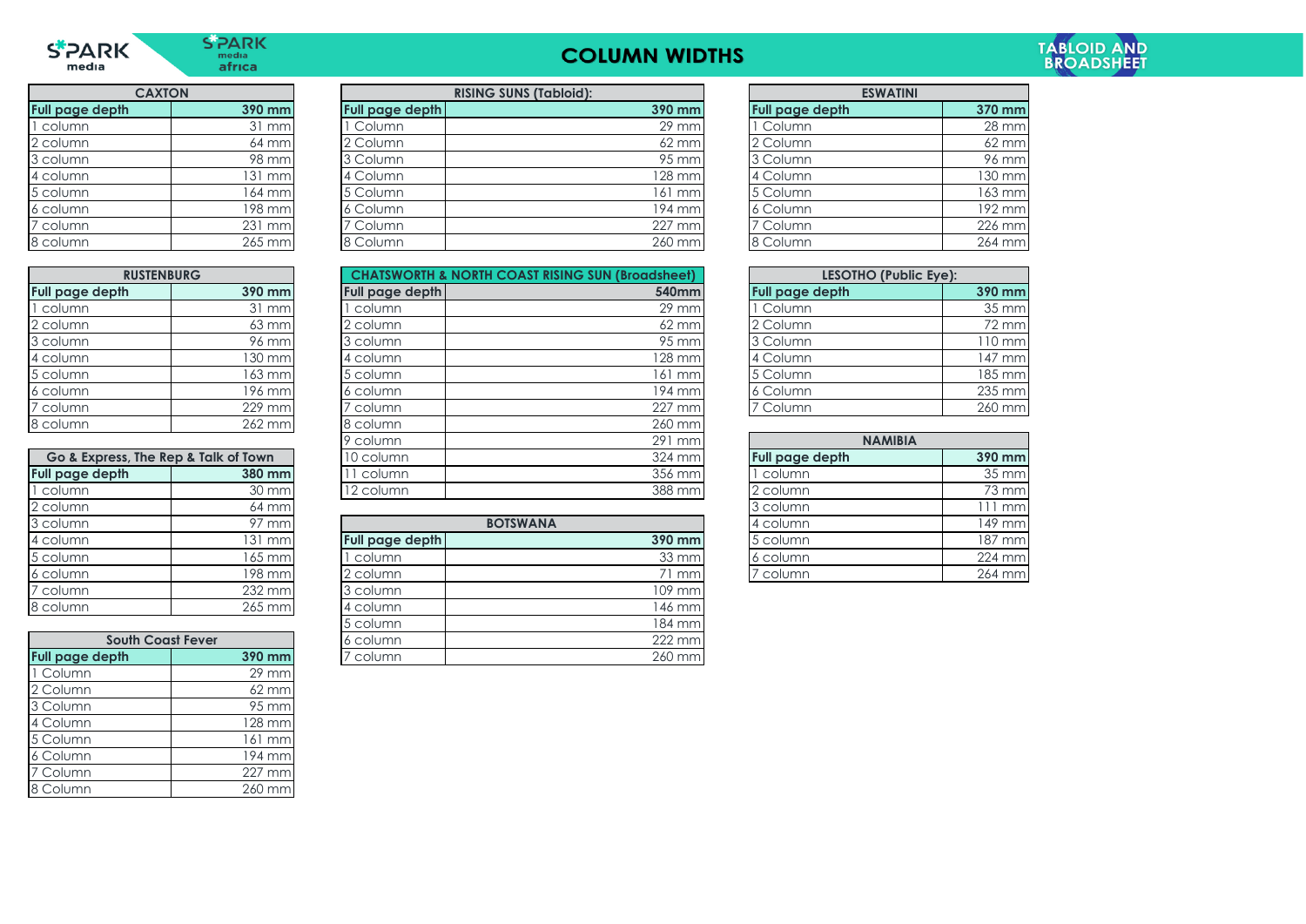# COLUMN WIDTHS

TABLOID AND BROADSHEET

| CAXTON | |
|---|---|
| **Full page depth** | **390 mm** |
| 1 column | 31 mm |
| 2 column | 64 mm |
| 3 column | 98 mm |
| 4 column | 131 mm |
| 5 column | 164 mm |
| 6 column | 198 mm |
| 7 column | 231 mm |
| 8 column | 265 mm |

| RUSTENBURG | |
|---|---|
| **Full page depth** | **390 mm** |
| 1 column | 31 mm |
| 2 column | 63 mm |
| 3 column | 96 mm |
| 4 column | 130 mm |
| 5 column | 163 mm |
| 6 column | 196 mm |
| 7 column | 229 mm |
| 8 column | 262 mm |

| Go & Express, The Rep & Talk of Town | |
|---|---|
| **Full page depth** | **380 mm** |
| 1 column | 30 mm |
| 2 column | 64 mm |
| 3 column | 97 mm |
| 4 column | 131 mm |
| 5 column | 165 mm |
| 6 column | 198 mm |
| 7 column | 232 mm |
| 8 column | 265 mm |

| South Coast Fever | |
|---|---|
| **Full page depth** | **390 mm** |
| 1 Column | 29 mm |
| 2 Column | 62 mm |
| 3 Column | 95 mm |
| 4 Column | 128 mm |
| 5 Column | 161 mm |
| 6 Column | 194 mm |
| 7 Column | 227 mm |
| 8 Column | 260 mm |

| RISING SUNS (Tabloid): | |
|---|---|
| **Full page depth** | **390 mm** |
| 1 Column | 29 mm |
| 2 Column | 62 mm |
| 3 Column | 95 mm |
| 4 Column | 128 mm |
| 5 Column | 161 mm |
| 6 Column | 194 mm |
| 7 Column | 227 mm |
| 8 Column | 260 mm |

| CHATSWORTH & NORTH COAST RISING SUN (Broadsheet) | |
|---|---|
| **Full page depth** | **540mm** |
| 1 column | 29 mm |
| 2 column | 62 mm |
| 3 column | 95 mm |
| 4 column | 128 mm |
| 5 column | 161 mm |
| 6 column | 194 mm |
| 7 column | 227 mm |
| 8 column | 260 mm |
| 9 column | 291 mm |
| 10 column | 324 mm |
| 11 column | 356 mm |
| 12 column | 388 mm |

| BOTSWANA | |
|---|---|
| **Full page depth** | **390 mm** |
| 1 column | 33 mm |
| 2 column | 71 mm |
| 3 column | 109 mm |
| 4 column | 146 mm |
| 5 column | 184 mm |
| 6 column | 222 mm |
| 7 column | 260 mm |

| ESWATINI | |
|---|---|
| **Full page depth** | **370 mm** |
| 1 Column | 28 mm |
| 2 Column | 62 mm |
| 3 Column | 96 mm |
| 4 Column | 130 mm |
| 5 Column | 163 mm |
| 6 Column | 192 mm |
| 7 Column | 226 mm |
| 8 Column | 264 mm |

| LESOTHO (Public Eye): | |
|---|---|
| **Full page depth** | **390 mm** |
| 1 Column | 35 mm |
| 2 Column | 72 mm |
| 3 Column | 110 mm |
| 4 Column | 147 mm |
| 5 Column | 185 mm |
| 6 Column | 235 mm |
| 7 Column | 260 mm |

| NAMIBIA | |
|---|---|
| **Full page depth** | **390 mm** |
| 1 column | 35 mm |
| 2 column | 73 mm |
| 3 column | 111 mm |
| 4 column | 149 mm |
| 5 column | 187 mm |
| 6 column | 224 mm |
| 7 column | 264 mm |